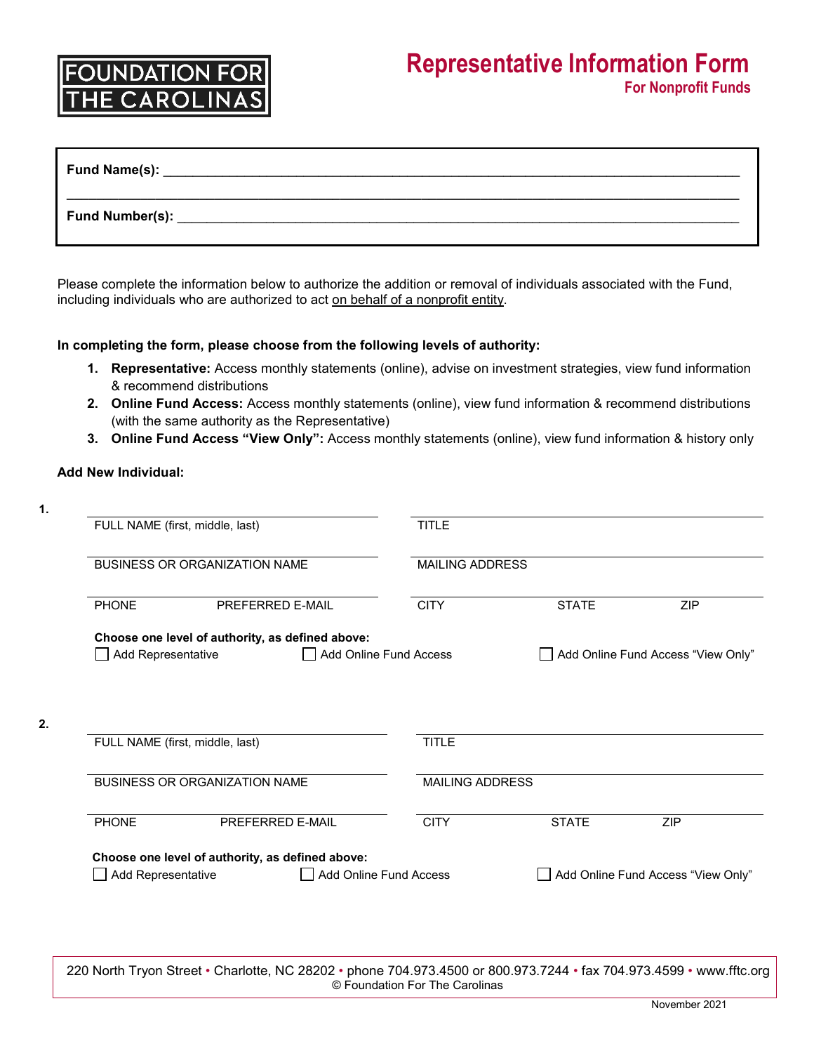FOUNDATION FOR THE CAROLINAS

# Representative Information Form

## For Nonprofit Funds

**Fund Name(s):** ______________________________________________

______________________________________________

**Fund Number(s):** ______________________________________________

Please complete the information below to authorize the addition or removal of individuals associated with the Fund, including individuals who are authorized to act on behalf of a nonprofit entity.

**In completing the form, please choose from the following levels of authority:**

1. **Representative:** Access monthly statements (online), advise on investment strategies, view fund information & recommend distributions
2. **Online Fund Access:** Access monthly statements (online), view fund information & recommend distributions (with the same authority as the Representative)
3. **Online Fund Access "View Only":** Access monthly statements (online), view fund information & history only

**Add New Individual:**

**1.**

| | |
|---|---|
| FULL NAME (first, middle, last) | TITLE |
| BUSINESS OR ORGANIZATION NAME | MAILING ADDRESS |
| PHONE &nbsp;&nbsp;&nbsp; PREFERRED E-MAIL | CITY &nbsp;&nbsp;&nbsp; STATE &nbsp;&nbsp;&nbsp; ZIP |

**Choose one level of authority, as defined above:**

☐ Add Representative &nbsp;&nbsp;&nbsp; ☐ Add Online Fund Access &nbsp;&nbsp;&nbsp; ☐ Add Online Fund Access "View Only"

**2.**

| | |
|---|---|
| FULL NAME (first, middle, last) | TITLE |
| BUSINESS OR ORGANIZATION NAME | MAILING ADDRESS |
| PHONE &nbsp;&nbsp;&nbsp; PREFERRED E-MAIL | CITY &nbsp;&nbsp;&nbsp; STATE &nbsp;&nbsp;&nbsp; ZIP |

**Choose one level of authority, as defined above:**

☐ Add Representative &nbsp;&nbsp;&nbsp; ☐ Add Online Fund Access &nbsp;&nbsp;&nbsp; ☐ Add Online Fund Access "View Only"

220 North Tryon Street • Charlotte, NC 28202 • phone 704.973.4500 or 800.973.7244 • fax 704.973.4599 • www.fftc.org
© Foundation For The Carolinas

November 2021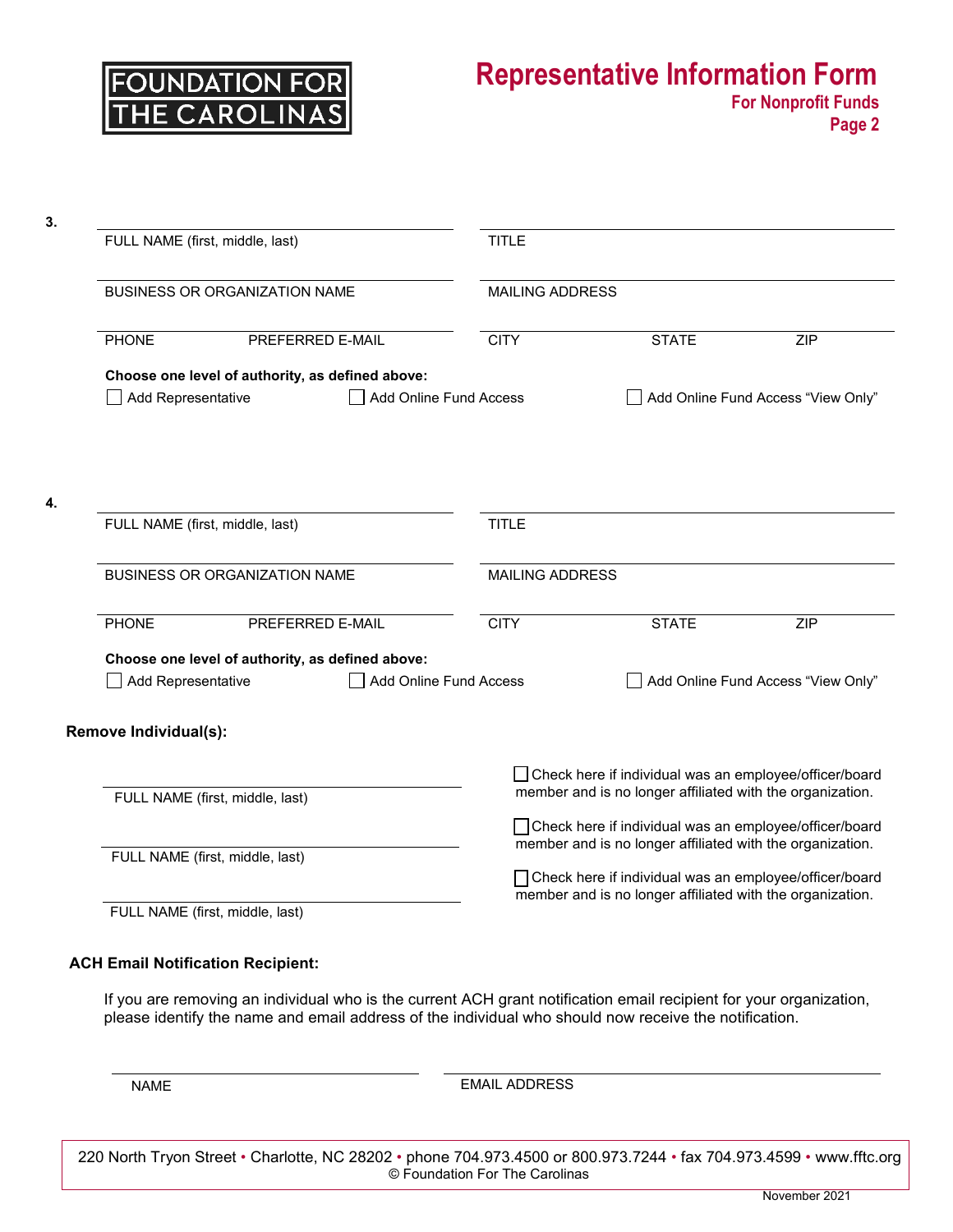FOUNDATION FOR THE CAROLINAS

# Representative Information Form

**For Nonprofit Funds**
**Page 2**

**3.**

FULL NAME (first, middle, last) | TITLE

BUSINESS OR ORGANIZATION NAME | MAILING ADDRESS

PHONE | PREFERRED E-MAIL | CITY | STATE | ZIP

**Choose one level of authority, as defined above:**

☐ Add Representative ☐ Add Online Fund Access ☐ Add Online Fund Access "View Only"

**4.**

FULL NAME (first, middle, last) | TITLE

BUSINESS OR ORGANIZATION NAME | MAILING ADDRESS

PHONE | PREFERRED E-MAIL | CITY | STATE | ZIP

**Choose one level of authority, as defined above:**

☐ Add Representative ☐ Add Online Fund Access ☐ Add Online Fund Access "View Only"

**Remove Individual(s):**

FULL NAME (first, middle, last)
☐ Check here if individual was an employee/officer/board member and is no longer affiliated with the organization.

FULL NAME (first, middle, last)
☐ Check here if individual was an employee/officer/board member and is no longer affiliated with the organization.

FULL NAME (first, middle, last)
☐ Check here if individual was an employee/officer/board member and is no longer affiliated with the organization.

**ACH Email Notification Recipient:**

If you are removing an individual who is the current ACH grant notification email recipient for your organization, please identify the name and email address of the individual who should now receive the notification.

NAME | EMAIL ADDRESS

220 North Tryon Street • Charlotte, NC 28202 • phone 704.973.4500 or 800.973.7244 • fax 704.973.4599 • www.fftc.org
© Foundation For The Carolinas

November 2021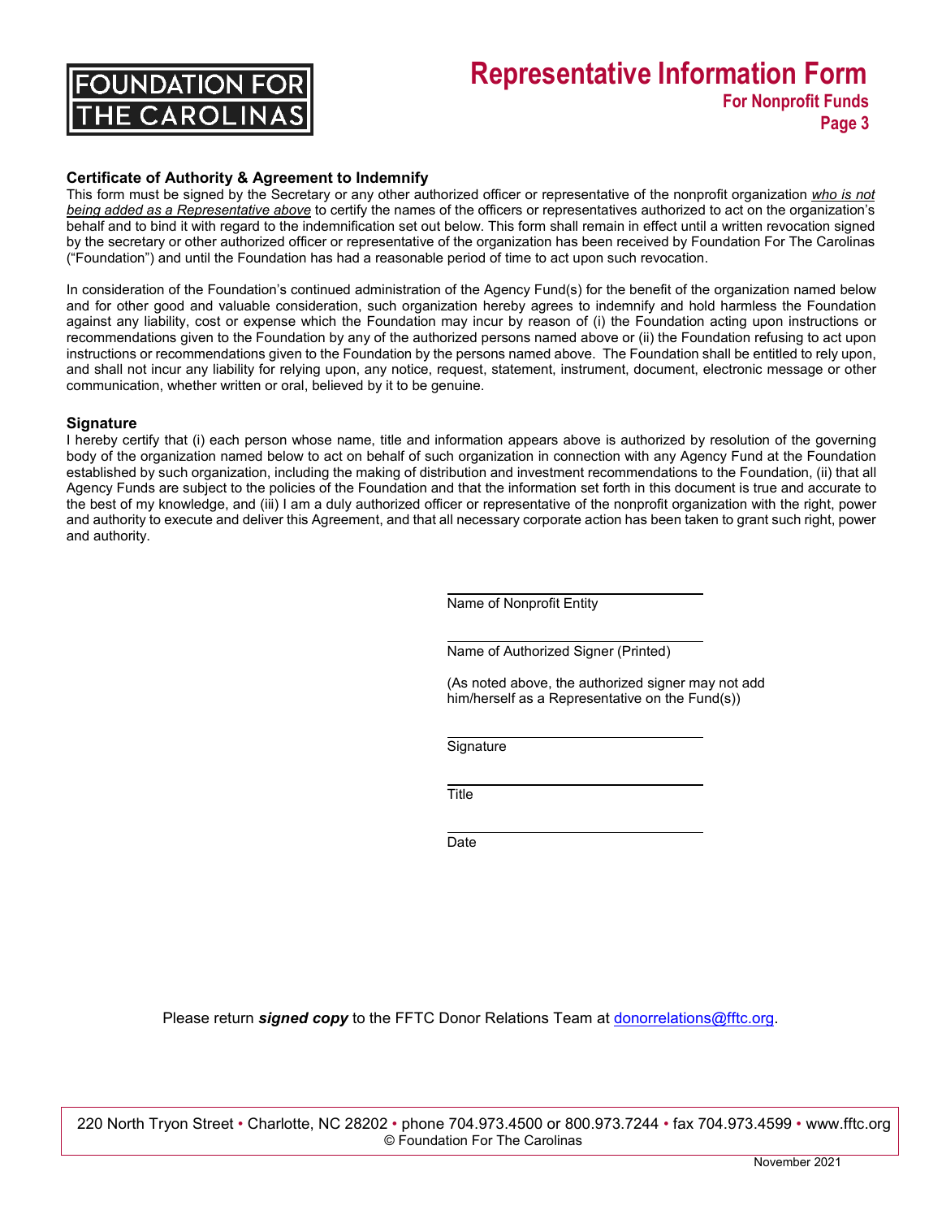FOUNDATION FOR THE CAROLINAS

# Representative Information Form

**For Nonprofit Funds**

### Certificate of Authority & Agreement to Indemnify

This form must be signed by the Secretary or any other authorized officer or representative of the nonprofit organization ***who is not being added as a Representative above*** to certify the names of the officers or representatives authorized to act on the organization's behalf and to bind it with regard to the indemnification set out below. This form shall remain in effect until a written revocation signed by the secretary or other authorized officer or representative of the organization has been received by Foundation For The Carolinas ("Foundation") and until the Foundation has had a reasonable period of time to act upon such revocation.

In consideration of the Foundation's continued administration of the Agency Fund(s) for the benefit of the organization named below and for other good and valuable consideration, such organization hereby agrees to indemnify and hold harmless the Foundation against any liability, cost or expense which the Foundation may incur by reason of (i) the Foundation acting upon instructions or recommendations given to the Foundation by any of the authorized persons named above or (ii) the Foundation refusing to act upon instructions or recommendations given to the Foundation by the persons named above. The Foundation shall be entitled to rely upon, and shall not incur any liability for relying upon, any notice, request, statement, instrument, document, electronic message or other communication, whether written or oral, believed by it to be genuine.

### Signature

I hereby certify that (i) each person whose name, title and information appears above is authorized by resolution of the governing body of the organization named below to act on behalf of such organization in connection with any Agency Fund at the Foundation established by such organization, including the making of distribution and investment recommendations to the Foundation, (ii) that all Agency Funds are subject to the policies of the Foundation and that the information set forth in this document is true and accurate to the best of my knowledge, and (iii) I am a duly authorized officer or representative of the nonprofit organization with the right, power and authority to execute and deliver this Agreement, and that all necessary corporate action has been taken to grant such right, power and authority.

______________________________
Name of Nonprofit Entity

______________________________
Name of Authorized Signer (Printed)

(As noted above, the authorized signer may not add him/herself as a Representative on the Fund(s))

______________________________
Signature

______________________________
Title

______________________________
Date

Please return ***signed copy*** to the FFTC Donor Relations Team at donorrelations@fftc.org.

220 North Tryon Street • Charlotte, NC 28202 • phone 704.973.4500 or 800.973.7244 • fax 704.973.4599 • www.fftc.org
© Foundation For The Carolinas

November 2021